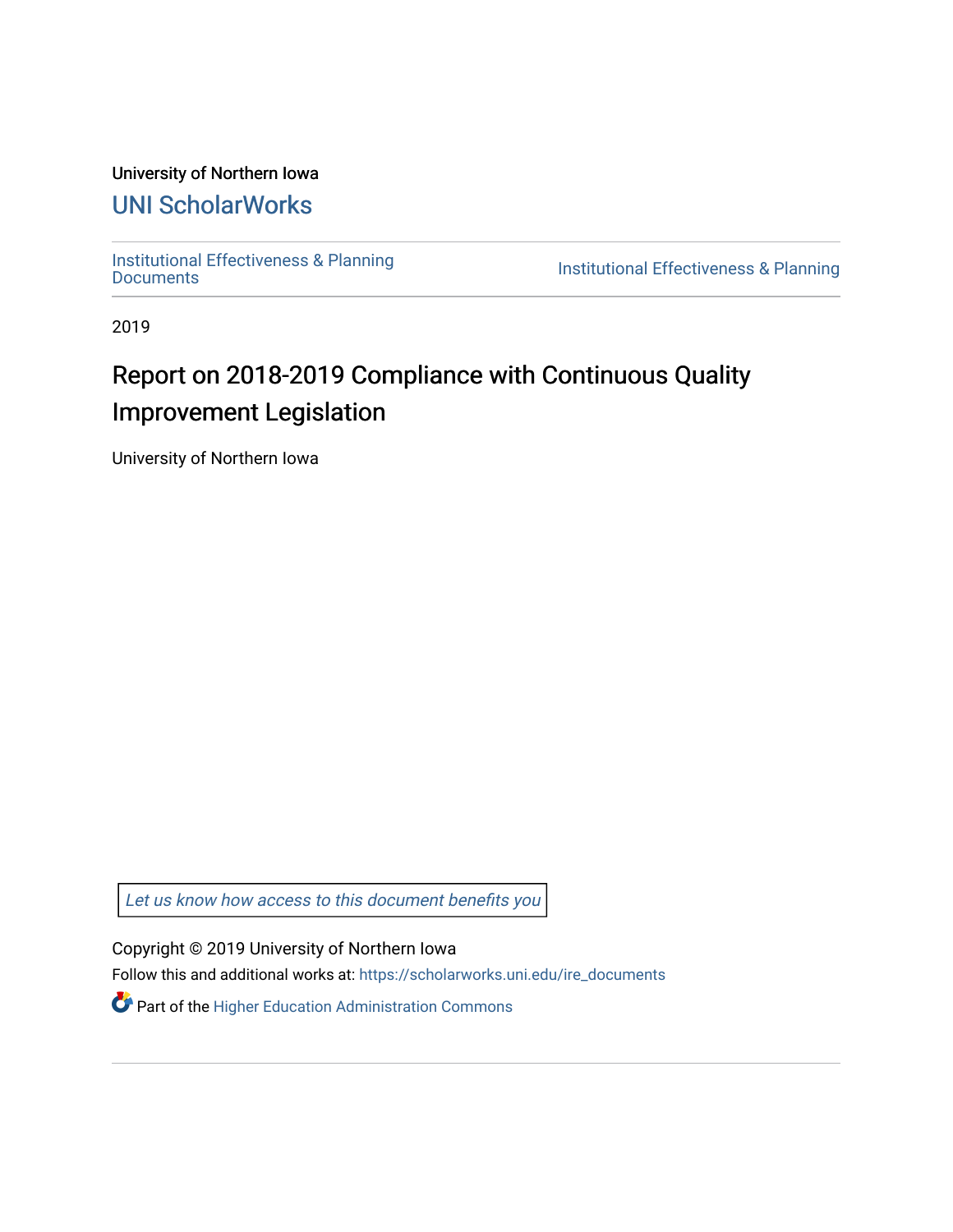University of Northern Iowa

# UNI ScholarWorks

Institutional Effectiveness & Planning Documents

Institutional Effectiveness & Planning

2019

# Report on 2018-2019 Compliance with Continuous Quality Improvement Legislation

University of Northern Iowa

*Let us know how access to this document benefits you*

Copyright © 2019 University of Northern Iowa

Follow this and additional works at: https://scholarworks.uni.edu/ire_documents

Part of the Higher Education Administration Commons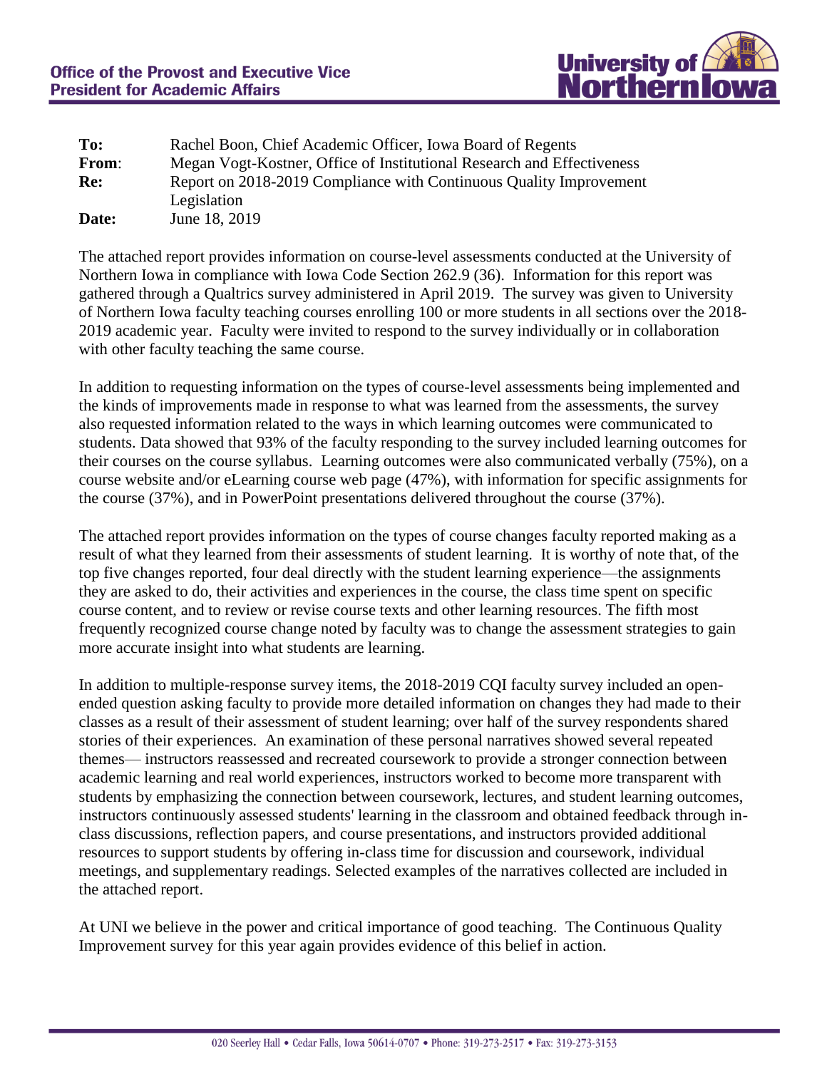**Office of the Provost and Executive Vice President for Academic Affairs**

| | |
|---|---|
| **To:** | Rachel Boon, Chief Academic Officer, Iowa Board of Regents |
| **From**: | Megan Vogt-Kostner, Office of Institutional Research and Effectiveness |
| **Re:** | Report on 2018-2019 Compliance with Continuous Quality Improvement Legislation |
| **Date:** | June 18, 2019 |

The attached report provides information on course-level assessments conducted at the University of Northern Iowa in compliance with Iowa Code Section 262.9 (36). Information for this report was gathered through a Qualtrics survey administered in April 2019. The survey was given to University of Northern Iowa faculty teaching courses enrolling 100 or more students in all sections over the 2018-2019 academic year. Faculty were invited to respond to the survey individually or in collaboration with other faculty teaching the same course.

In addition to requesting information on the types of course-level assessments being implemented and the kinds of improvements made in response to what was learned from the assessments, the survey also requested information related to the ways in which learning outcomes were communicated to students. Data showed that 93% of the faculty responding to the survey included learning outcomes for their courses on the course syllabus. Learning outcomes were also communicated verbally (75%), on a course website and/or eLearning course web page (47%), with information for specific assignments for the course (37%), and in PowerPoint presentations delivered throughout the course (37%).

The attached report provides information on the types of course changes faculty reported making as a result of what they learned from their assessments of student learning. It is worthy of note that, of the top five changes reported, four deal directly with the student learning experience—the assignments they are asked to do, their activities and experiences in the course, the class time spent on specific course content, and to review or revise course texts and other learning resources. The fifth most frequently recognized course change noted by faculty was to change the assessment strategies to gain more accurate insight into what students are learning.

In addition to multiple-response survey items, the 2018-2019 CQI faculty survey included an open-ended question asking faculty to provide more detailed information on changes they had made to their classes as a result of their assessment of student learning; over half of the survey respondents shared stories of their experiences. An examination of these personal narratives showed several repeated themes— instructors reassessed and recreated coursework to provide a stronger connection between academic learning and real world experiences, instructors worked to become more transparent with students by emphasizing the connection between coursework, lectures, and student learning outcomes, instructors continuously assessed students' learning in the classroom and obtained feedback through in-class discussions, reflection papers, and course presentations, and instructors provided additional resources to support students by offering in-class time for discussion and coursework, individual meetings, and supplementary readings. Selected examples of the narratives collected are included in the attached report.

At UNI we believe in the power and critical importance of good teaching. The Continuous Quality Improvement survey for this year again provides evidence of this belief in action.

020 Seerley Hall • Cedar Falls, Iowa 50614-0707 • Phone: 319-273-2517 • Fax: 319-273-3153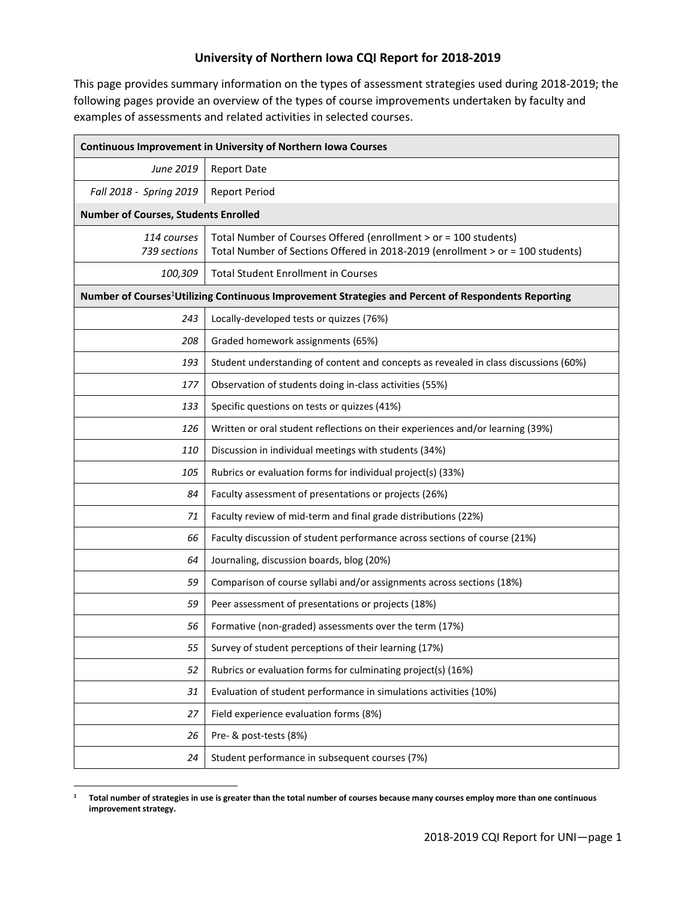# University of Northern Iowa CQI Report for 2018-2019

This page provides summary information on the types of assessment strategies used during 2018-2019; the following pages provide an overview of the types of course improvements undertaken by faculty and examples of assessments and related activities in selected courses.

| **Continuous Improvement in University of Northern Iowa Courses** | |
|---|---|
| *June 2019* | Report Date |
| *Fall 2018 - Spring 2019* | Report Period |
| **Number of Courses, Students Enrolled** | |
| *114 courses* *739 sections* | Total Number of Courses Offered (enrollment > or = 100 students) Total Number of Sections Offered in 2018-2019 (enrollment > or = 100 students) |
| *100,309* | Total Student Enrollment in Courses |
| **Number of Courses[1] Utilizing Continuous Improvement Strategies and Percent of Respondents Reporting** | |
| *243* | Locally-developed tests or quizzes (76%) |
| *208* | Graded homework assignments (65%) |
| *193* | Student understanding of content and concepts as revealed in class discussions (60%) |
| *177* | Observation of students doing in-class activities (55%) |
| *133* | Specific questions on tests or quizzes (41%) |
| *126* | Written or oral student reflections on their experiences and/or learning (39%) |
| *110* | Discussion in individual meetings with students (34%) |
| *105* | Rubrics or evaluation forms for individual project(s) (33%) |
| *84* | Faculty assessment of presentations or projects (26%) |
| *71* | Faculty review of mid-term and final grade distributions (22%) |
| *66* | Faculty discussion of student performance across sections of course (21%) |
| *64* | Journaling, discussion boards, blog (20%) |
| *59* | Comparison of course syllabi and/or assignments across sections (18%) |
| *59* | Peer assessment of presentations or projects (18%) |
| *56* | Formative (non-graded) assessments over the term (17%) |
| *55* | Survey of student perceptions of their learning (17%) |
| *52* | Rubrics or evaluation forms for culminating project(s) (16%) |
| *31* | Evaluation of student performance in simulations activities (10%) |
| *27* | Field experience evaluation forms (8%) |
| *26* | Pre- & post-tests (8%) |
| *24* | Student performance in subsequent courses (7%) |

[1] **Total number of strategies in use is greater than the total number of courses because many courses employ more than one continuous improvement strategy.**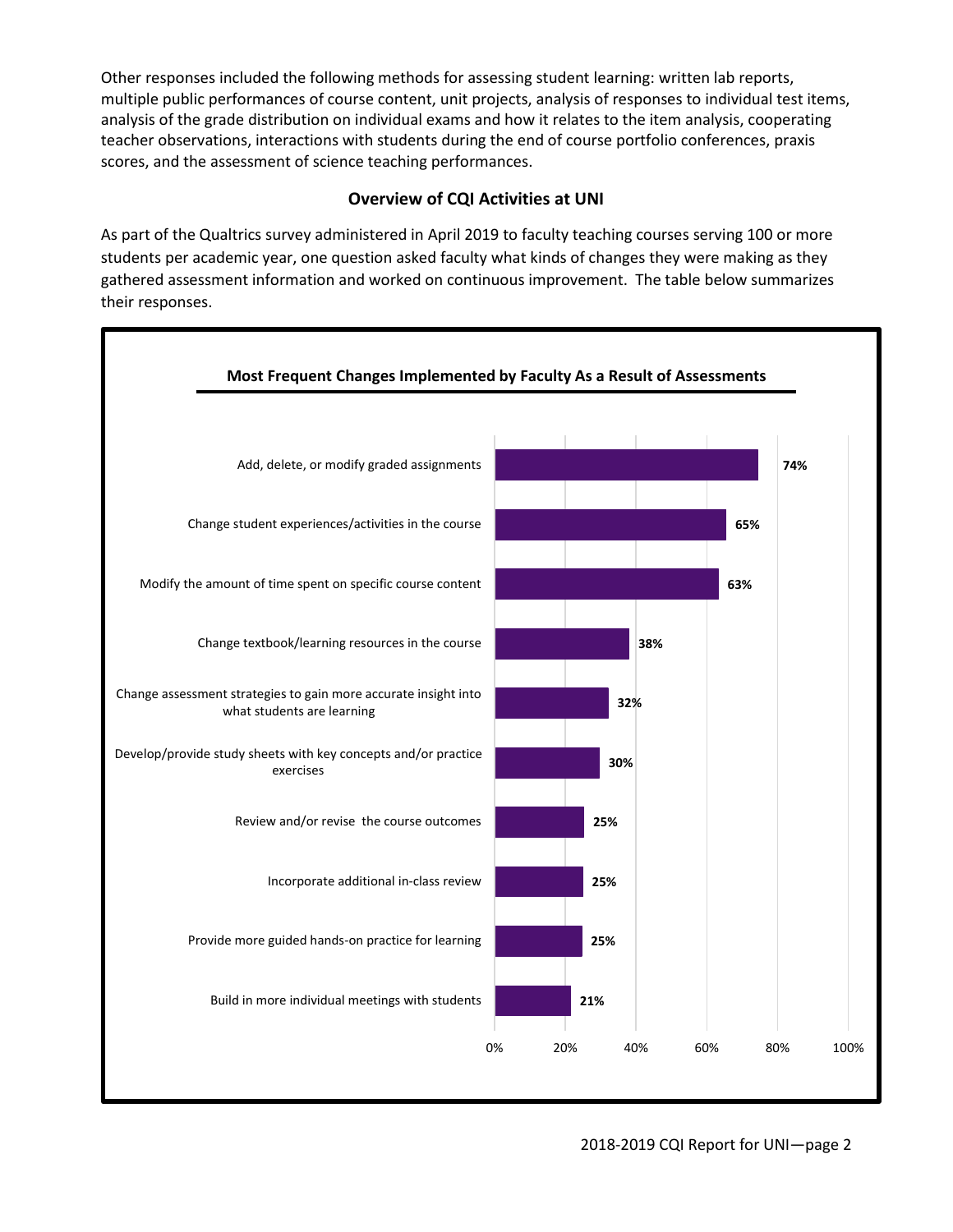Other responses included the following methods for assessing student learning: written lab reports, multiple public performances of course content, unit projects, analysis of responses to individual test items, analysis of the grade distribution on individual exams and how it relates to the item analysis, cooperating teacher observations, interactions with students during the end of course portfolio conferences, praxis scores, and the assessment of science teaching performances.

## Overview of CQI Activities at UNI

As part of the Qualtrics survey administered in April 2019 to faculty teaching courses serving 100 or more students per academic year, one question asked faculty what kinds of changes they were making as they gathered assessment information and worked on continuous improvement. The table below summarizes their responses.

**Most Frequent Changes Implemented by Faculty As a Result of Assessments**

Add, delete, or modify graded assignments 74%

Change student experiences/activities in the course 65%

Modify the amount of time spent on specific course content 63%

Change textbook/learning resources in the course 38%

Change assessment strategies to gain more accurate insight into what students are learning 32%

Develop/provide study sheets with key concepts and/or practice exercises 30%

Review and/or revise the course outcomes 25%

Incorporate additional in-class review 25%

Provide more guided hands-on practice for learning 25%

Build in more individual meetings with students 21%

0% 20% 40% 60% 80% 100%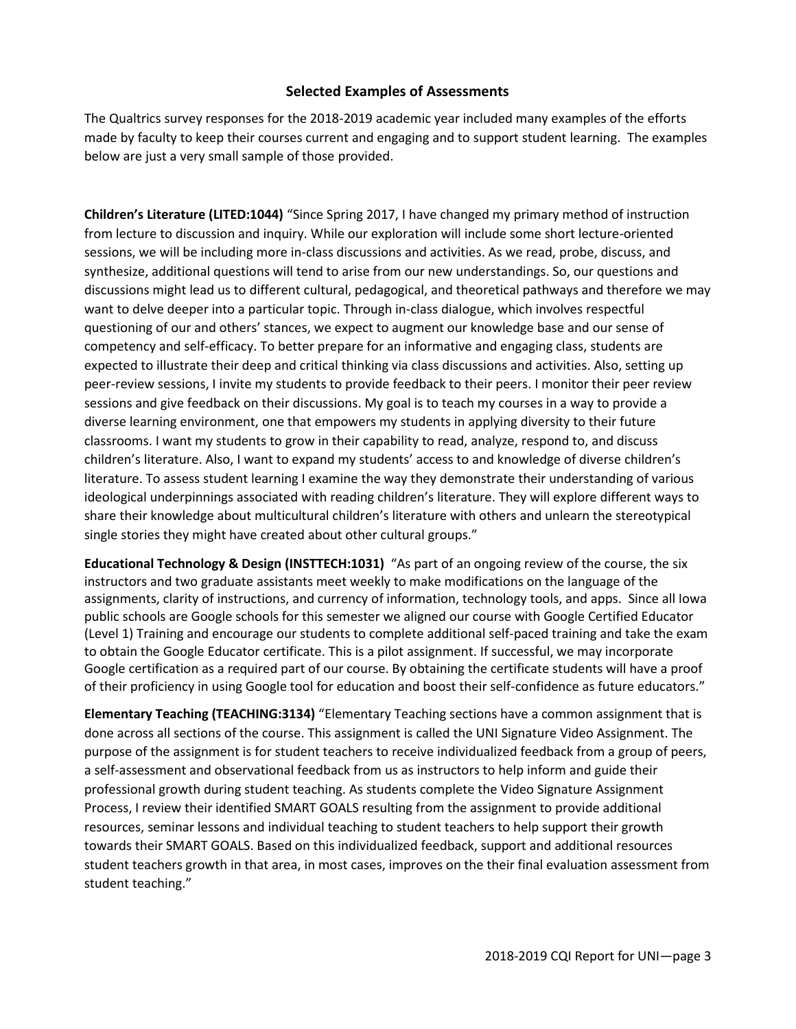### Selected Examples of Assessments

The Qualtrics survey responses for the 2018-2019 academic year included many examples of the efforts made by faculty to keep their courses current and engaging and to support student learning. The examples below are just a very small sample of those provided.

**Children's Literature (LITED:1044)** "Since Spring 2017, I have changed my primary method of instruction from lecture to discussion and inquiry. While our exploration will include some short lecture-oriented sessions, we will be including more in-class discussions and activities. As we read, probe, discuss, and synthesize, additional questions will tend to arise from our new understandings. So, our questions and discussions might lead us to different cultural, pedagogical, and theoretical pathways and therefore we may want to delve deeper into a particular topic. Through in-class dialogue, which involves respectful questioning of our and others' stances, we expect to augment our knowledge base and our sense of competency and self-efficacy. To better prepare for an informative and engaging class, students are expected to illustrate their deep and critical thinking via class discussions and activities. Also, setting up peer-review sessions, I invite my students to provide feedback to their peers. I monitor their peer review sessions and give feedback on their discussions. My goal is to teach my courses in a way to provide a diverse learning environment, one that empowers my students in applying diversity to their future classrooms. I want my students to grow in their capability to read, analyze, respond to, and discuss children's literature. Also, I want to expand my students' access to and knowledge of diverse children's literature. To assess student learning I examine the way they demonstrate their understanding of various ideological underpinnings associated with reading children's literature. They will explore different ways to share their knowledge about multicultural children's literature with others and unlearn the stereotypical single stories they might have created about other cultural groups."

**Educational Technology & Design (INSTTECH:1031)** "As part of an ongoing review of the course, the six instructors and two graduate assistants meet weekly to make modifications on the language of the assignments, clarity of instructions, and currency of information, technology tools, and apps. Since all Iowa public schools are Google schools for this semester we aligned our course with Google Certified Educator (Level 1) Training and encourage our students to complete additional self-paced training and take the exam to obtain the Google Educator certificate. This is a pilot assignment. If successful, we may incorporate Google certification as a required part of our course. By obtaining the certificate students will have a proof of their proficiency in using Google tool for education and boost their self-confidence as future educators."

**Elementary Teaching (TEACHING:3134)** "Elementary Teaching sections have a common assignment that is done across all sections of the course. This assignment is called the UNI Signature Video Assignment. The purpose of the assignment is for student teachers to receive individualized feedback from a group of peers, a self-assessment and observational feedback from us as instructors to help inform and guide their professional growth during student teaching. As students complete the Video Signature Assignment Process, I review their identified SMART GOALS resulting from the assignment to provide additional resources, seminar lessons and individual teaching to student teachers to help support their growth towards their SMART GOALS. Based on this individualized feedback, support and additional resources student teachers growth in that area, in most cases, improves on the their final evaluation assessment from student teaching."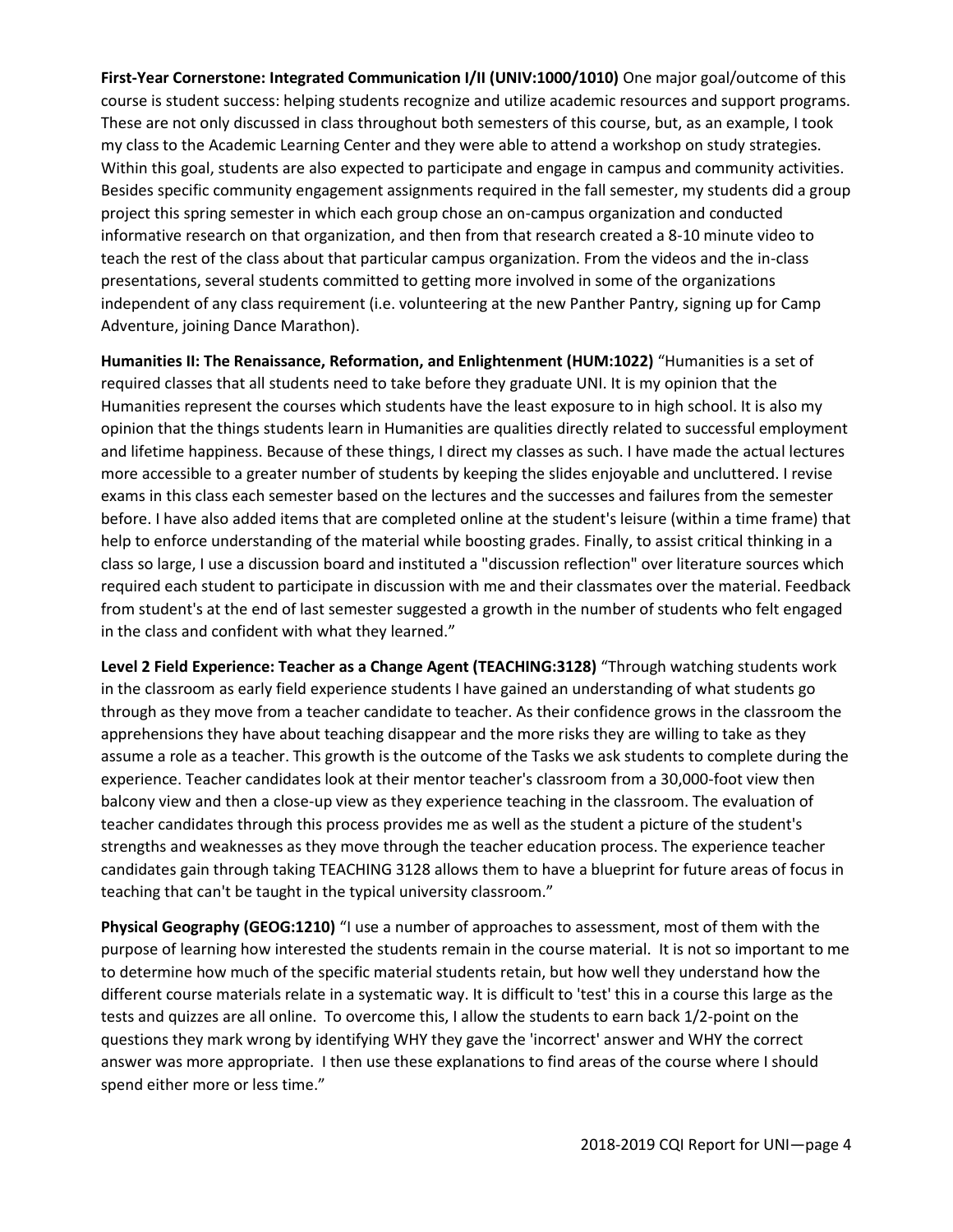**First-Year Cornerstone: Integrated Communication I/II (UNIV:1000/1010)** One major goal/outcome of this course is student success: helping students recognize and utilize academic resources and support programs. These are not only discussed in class throughout both semesters of this course, but, as an example, I took my class to the Academic Learning Center and they were able to attend a workshop on study strategies. Within this goal, students are also expected to participate and engage in campus and community activities. Besides specific community engagement assignments required in the fall semester, my students did a group project this spring semester in which each group chose an on-campus organization and conducted informative research on that organization, and then from that research created a 8-10 minute video to teach the rest of the class about that particular campus organization. From the videos and the in-class presentations, several students committed to getting more involved in some of the organizations independent of any class requirement (i.e. volunteering at the new Panther Pantry, signing up for Camp Adventure, joining Dance Marathon).

**Humanities II: The Renaissance, Reformation, and Enlightenment (HUM:1022)** "Humanities is a set of required classes that all students need to take before they graduate UNI. It is my opinion that the Humanities represent the courses which students have the least exposure to in high school. It is also my opinion that the things students learn in Humanities are qualities directly related to successful employment and lifetime happiness. Because of these things, I direct my classes as such. I have made the actual lectures more accessible to a greater number of students by keeping the slides enjoyable and uncluttered. I revise exams in this class each semester based on the lectures and the successes and failures from the semester before. I have also added items that are completed online at the student's leisure (within a time frame) that help to enforce understanding of the material while boosting grades. Finally, to assist critical thinking in a class so large, I use a discussion board and instituted a "discussion reflection" over literature sources which required each student to participate in discussion with me and their classmates over the material. Feedback from student's at the end of last semester suggested a growth in the number of students who felt engaged in the class and confident with what they learned."

**Level 2 Field Experience: Teacher as a Change Agent (TEACHING:3128)** "Through watching students work in the classroom as early field experience students I have gained an understanding of what students go through as they move from a teacher candidate to teacher. As their confidence grows in the classroom the apprehensions they have about teaching disappear and the more risks they are willing to take as they assume a role as a teacher. This growth is the outcome of the Tasks we ask students to complete during the experience. Teacher candidates look at their mentor teacher's classroom from a 30,000-foot view then balcony view and then a close-up view as they experience teaching in the classroom. The evaluation of teacher candidates through this process provides me as well as the student a picture of the student's strengths and weaknesses as they move through the teacher education process. The experience teacher candidates gain through taking TEACHING 3128 allows them to have a blueprint for future areas of focus in teaching that can't be taught in the typical university classroom."

**Physical Geography (GEOG:1210)** "I use a number of approaches to assessment, most of them with the purpose of learning how interested the students remain in the course material. It is not so important to me to determine how much of the specific material students retain, but how well they understand how the different course materials relate in a systematic way. It is difficult to 'test' this in a course this large as the tests and quizzes are all online. To overcome this, I allow the students to earn back 1/2-point on the questions they mark wrong by identifying WHY they gave the 'incorrect' answer and WHY the correct answer was more appropriate. I then use these explanations to find areas of the course where I should spend either more or less time."